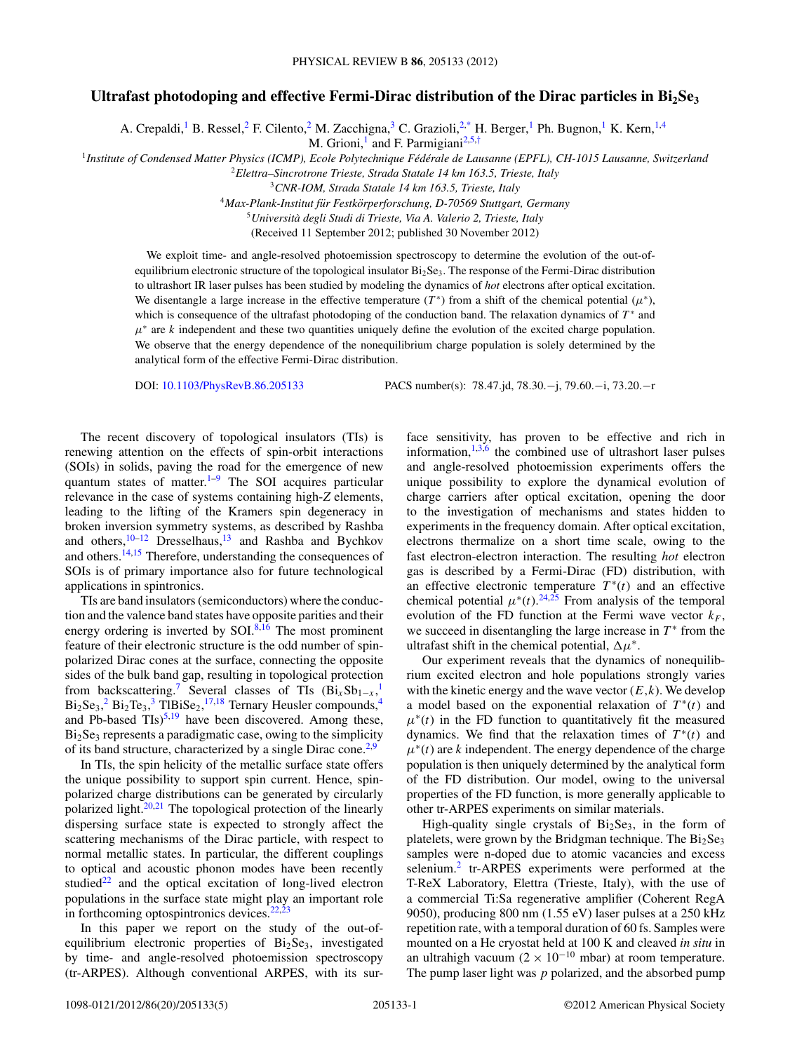# Ultrafast photodoping and effective Fermi-Dirac distribution of the Dirac particles in $Bi_2Se_3$

A. Crepaldi,[1] B. Ressel,[2] F. Cilento,[2] M. Zacchigna,[3] C. Grazioli,[2,*] H. Berger,[1] Ph. Bugnon,[1] K. Kern,[1,4] M. Grioni,[1] and F. Parmigiani[2,5,†]

[1]*Institute of Condensed Matter Physics (ICMP), Ecole Polytechnique Fédérale de Lausanne (EPFL), CH-1015 Lausanne, Switzerland*

[2]*Elettra–Sincrotrone Trieste, Strada Statale 14 km 163.5, Trieste, Italy*

[3]*CNR-IOM, Strada Statale 14 km 163.5, Trieste, Italy*

[4]*Max-Plank-Institut für Festkörperforschung, D-70569 Stuttgart, Germany*

[5]*Università degli Studi di Trieste, Via A. Valerio 2, Trieste, Italy*

(Received 11 September 2012; published 30 November 2012)

We exploit time- and angle-resolved photoemission spectroscopy to determine the evolution of the out-of-equilibrium electronic structure of the topological insulator $Bi_2Se_3$. The response of the Fermi-Dirac distribution to ultrashort IR laser pulses has been studied by modeling the dynamics of *hot* electrons after optical excitation. We disentangle a large increase in the effective temperature ($T^*$) from a shift of the chemical potential ($\mu^*$), which is consequence of the ultrafast photodoping of the conduction band. The relaxation dynamics of $T^*$ and $\mu^*$ are $k$ independent and these two quantities uniquely define the evolution of the excited charge population. We observe that the energy dependence of the nonequilibrium charge population is solely determined by the analytical form of the effective Fermi-Dirac distribution.

DOI: 10.1103/PhysRevB.86.205133 PACS number(s): 78.47.jd, 78.30.−j, 79.60.−i, 73.20.−r

The recent discovery of topological insulators (TIs) is renewing attention on the effects of spin-orbit interactions (SOIs) in solids, paving the road for the emergence of new quantum states of matter.[1–9] The SOI acquires particular relevance in the case of systems containing high-$Z$ elements, leading to the lifting of the Kramers spin degeneracy in broken inversion symmetry systems, as described by Rashba and others,[10–12] Dresselhaus,[13] and Rashba and Bychkov and others.[14,15] Therefore, understanding the consequences of SOIs is of primary importance also for future technological applications in spintronics.

TIs are band insulators (semiconductors) where the conduction and the valence band states have opposite parities and their energy ordering is inverted by SOI.[8,16] The most prominent feature of their electronic structure is the odd number of spin-polarized Dirac cones at the surface, connecting the opposite sides of the bulk band gap, resulting in topological protection from backscattering.[7] Several classes of TIs ($Bi_xSb_{1-x}$,[1] $Bi_2Se_3$,[2] $Bi_2Te_3$,[3] $TlBiSe_2$,[17,18] Ternary Heusler compounds,[4] and Pb-based TIs)[5,19] have been discovered. Among these, $Bi_2Se_3$ represents a paradigmatic case, owing to the simplicity of its band structure, characterized by a single Dirac cone.[2,9]

In TIs, the spin helicity of the metallic surface state offers the unique possibility to support spin current. Hence, spin-polarized charge distributions can be generated by circularly polarized light.[20,21] The topological protection of the linearly dispersing surface state is expected to strongly affect the scattering mechanisms of the Dirac particle, with respect to normal metallic states. In particular, the different couplings to optical and acoustic phonon modes have been recently studied[22] and the optical excitation of long-lived electron populations in the surface state might play an important role in forthcoming optospintronics devices.[22,23]

In this paper we report on the study of the out-of-equilibrium electronic properties of $Bi_2Se_3$, investigated by time- and angle-resolved photoemission spectroscopy (tr-ARPES). Although conventional ARPES, with its surface sensitivity, has proven to be effective and rich in information,[1,3,6] the combined use of ultrashort laser pulses and angle-resolved photoemission experiments offers the unique possibility to explore the dynamical evolution of charge carriers after optical excitation, opening the door to the investigation of mechanisms and states hidden to experiments in the frequency domain. After optical excitation, electrons thermalize on a short time scale, owing to the fast electron-electron interaction. The resulting *hot* electron gas is described by a Fermi-Dirac (FD) distribution, with an effective electronic temperature $T^*(t)$ and an effective chemical potential $\mu^*(t)$.[24,25] From analysis of the temporal evolution of the FD function at the Fermi wave vector $k_F$, we succeed in disentangling the large increase in $T^*$ from the ultrafast shift in the chemical potential, $\Delta\mu^*$.

Our experiment reveals that the dynamics of nonequilibrium excited electron and hole populations strongly varies with the kinetic energy and the wave vector $(E,k)$. We develop a model based on the exponential relaxation of $T^*(t)$ and $\mu^*(t)$ in the FD function to quantitatively fit the measured dynamics. We find that the relaxation times of $T^*(t)$ and $\mu^*(t)$ are $k$ independent. The energy dependence of the charge population is then uniquely determined by the analytical form of the FD distribution. Our model, owing to the universal properties of the FD function, is more generally applicable to other tr-ARPES experiments on similar materials.

High-quality single crystals of $Bi_2Se_3$, in the form of platelets, were grown by the Bridgman technique. The $Bi_2Se_3$ samples were n-doped due to atomic vacancies and excess selenium.[2] tr-ARPES experiments were performed at the T-ReX Laboratory, Elettra (Trieste, Italy), with the use of a commercial Ti:Sa regenerative amplifier (Coherent RegA 9050), producing 800 nm (1.55 eV) laser pulses at a 250 kHz repetition rate, with a temporal duration of 60 fs. Samples were mounted on a He cryostat held at 100 K and cleaved *in situ* in an ultrahigh vacuum ($2 \times 10^{-10}$ mbar) at room temperature. The pump laser light was $p$ polarized, and the absorbed pump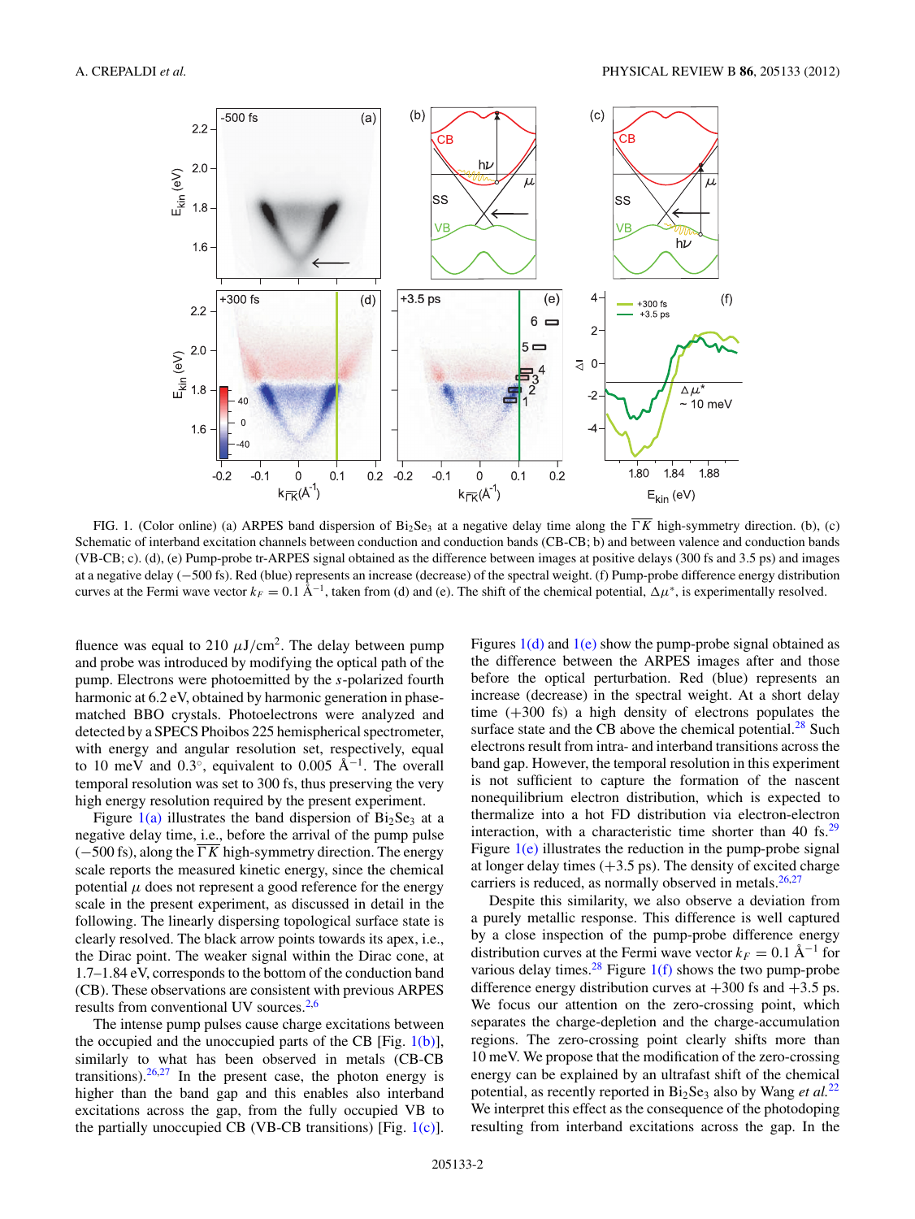FIG. 1. (Color online) (a) ARPES band dispersion of $Bi_2Se_3$ at a negative delay time along the $\overline{\Gamma K}$ high-symmetry direction. (b), (c) Schematic of interband excitation channels between conduction and conduction bands (CB-CB; b) and between valence and conduction bands (VB-CB; c). (d), (e) Pump-probe tr-ARPES signal obtained as the difference between images at positive delays (300 fs and 3.5 ps) and images at a negative delay (−500 fs). Red (blue) represents an increase (decrease) of the spectral weight. (f) Pump-probe difference energy distribution curves at the Fermi wave vector $k_F = 0.1$ Å$^{-1}$, taken from (d) and (e). The shift of the chemical potential, $\Delta\mu^*$, is experimentally resolved.

fluence was equal to 210 $\mu$J/cm$^2$. The delay between pump and probe was introduced by modifying the optical path of the pump. Electrons were photoemitted by the *s*-polarized fourth harmonic at 6.2 eV, obtained by harmonic generation in phase-matched BBO crystals. Photoelectrons were analyzed and detected by a SPECS Phoibos 225 hemispherical spectrometer, with energy and angular resolution set, respectively, equal to 10 meV and 0.3°, equivalent to 0.005 Å$^{-1}$. The overall temporal resolution was set to 300 fs, thus preserving the very high energy resolution required by the present experiment.

Figure 1(a) illustrates the band dispersion of $Bi_2Se_3$ at a negative delay time, i.e., before the arrival of the pump pulse (−500 fs), along the $\overline{\Gamma K}$ high-symmetry direction. The energy scale reports the measured kinetic energy, since the chemical potential $\mu$ does not represent a good reference for the energy scale in the present experiment, as discussed in detail in the following. The linearly dispersing topological surface state is clearly resolved. The black arrow points towards its apex, i.e., the Dirac point. The weaker signal within the Dirac cone, at 1.7–1.84 eV, corresponds to the bottom of the conduction band (CB). These observations are consistent with previous ARPES results from conventional UV sources.[2,6]

The intense pump pulses cause charge excitations between the occupied and the unoccupied parts of the CB [Fig. 1(b)], similarly to what has been observed in metals (CB-CB transitions).[26,27] In the present case, the photon energy is higher than the band gap and this enables also interband excitations across the gap, from the fully occupied VB to the partially unoccupied CB (VB-CB transitions) [Fig. 1(c)].

Figures 1(d) and 1(e) show the pump-probe signal obtained as the difference between the ARPES images after and those before the optical perturbation. Red (blue) represents an increase (decrease) in the spectral weight. At a short delay time (+300 fs) a high density of electrons populates the surface state and the CB above the chemical potential.[28] Such electrons result from intra- and interband transitions across the band gap. However, the temporal resolution in this experiment is not sufficient to capture the formation of the nascent nonequilibrium electron distribution, which is expected to thermalize into a hot FD distribution via electron-electron interaction, with a characteristic time shorter than 40 fs.[29] Figure 1(e) illustrates the reduction in the pump-probe signal at longer delay times (+3.5 ps). The density of excited charge carriers is reduced, as normally observed in metals.[26,27]

Despite this similarity, we also observe a deviation from a purely metallic response. This difference is well captured by a close inspection of the pump-probe difference energy distribution curves at the Fermi wave vector $k_F = 0.1$ Å$^{-1}$ for various delay times.[28] Figure 1(f) shows the two pump-probe difference energy distribution curves at +300 fs and +3.5 ps. We focus our attention on the zero-crossing point, which separates the charge-depletion and the charge-accumulation regions. The zero-crossing point clearly shifts more than 10 meV. We propose that the modification of the zero-crossing energy can be explained by an ultrafast shift of the chemical potential, as recently reported in $Bi_2Se_3$ also by Wang *et al.*[22] We interpret this effect as the consequence of the photodoping resulting from interband excitations across the gap. In the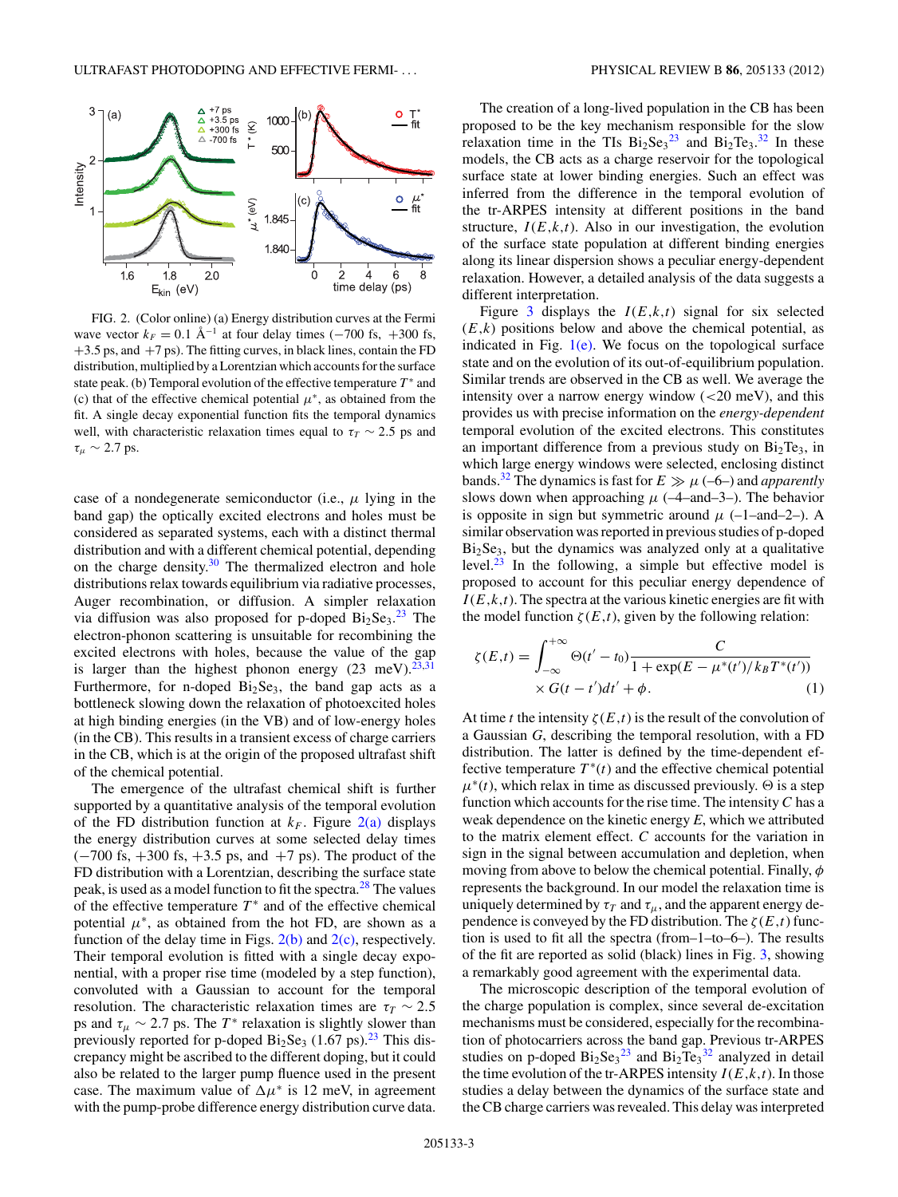FIG. 2. (Color online) (a) Energy distribution curves at the Fermi wave vector $k_F = 0.1$ Å$^{-1}$ at four delay times (−700 fs, +300 fs, +3.5 ps, and +7 ps). The fitting curves, in black lines, contain the FD distribution, multiplied by a Lorentzian which accounts for the surface state peak. (b) Temporal evolution of the effective temperature $T^*$ and (c) that of the effective chemical potential $\mu^*$, as obtained from the fit. A single decay exponential function fits the temporal dynamics well, with characteristic relaxation times equal to $\tau_T \sim 2.5$ ps and $\tau_\mu \sim 2.7$ ps.

case of a nondegenerate semiconductor (i.e., $\mu$ lying in the band gap) the optically excited electrons and holes must be considered as separated systems, each with a distinct thermal distribution and with a different chemical potential, depending on the charge density.[30] The thermalized electron and hole distributions relax towards equilibrium via radiative processes, Auger recombination, or diffusion. A simpler relaxation via diffusion was also proposed for p-doped $Bi_2Se_3$.[23] The electron-phonon scattering is unsuitable for recombining the excited electrons with holes, because the value of the gap is larger than the highest phonon energy (23 meV).[23,31] Furthermore, for n-doped $Bi_2Se_3$, the band gap acts as a bottleneck slowing down the relaxation of photoexcited holes at high binding energies (in the VB) and of low-energy holes (in the CB). This results in a transient excess of charge carriers in the CB, which is at the origin of the proposed ultrafast shift of the chemical potential.

The emergence of the ultrafast chemical shift is further supported by a quantitative analysis of the temporal evolution of the FD distribution function at $k_F$. Figure 2(a) displays the energy distribution curves at some selected delay times (−700 fs, +300 fs, +3.5 ps, and +7 ps). The product of the FD distribution with a Lorentzian, describing the surface state peak, is used as a model function to fit the spectra.[28] The values of the effective temperature $T^*$ and of the effective chemical potential $\mu^*$, as obtained from the hot FD, are shown as a function of the delay time in Figs. 2(b) and 2(c), respectively. Their temporal evolution is fitted with a single decay exponential, with a proper rise time (modeled by a step function), convoluted with a Gaussian to account for the temporal resolution. The characteristic relaxation times are $\tau_T \sim 2.5$ ps and $\tau_\mu \sim 2.7$ ps. The $T^*$ relaxation is slightly slower than previously reported for p-doped $Bi_2Se_3$ (1.67 ps).[23] This discrepancy might be ascribed to the different doping, but it could also be related to the larger pump fluence used in the present case. The maximum value of $\Delta\mu^*$ is 12 meV, in agreement with the pump-probe difference energy distribution curve data.

The creation of a long-lived population in the CB has been proposed to be the key mechanism responsible for the slow relaxation time in the TIs $Bi_2Se_3$[23] and $Bi_2Te_3$.[32] In these models, the CB acts as a charge reservoir for the topological surface state at lower binding energies. Such an effect was inferred from the difference in the temporal evolution of the tr-ARPES intensity at different positions in the band structure, $I(E,k,t)$. Also in our investigation, the evolution of the surface state population at different binding energies along its linear dispersion shows a peculiar energy-dependent relaxation. However, a detailed analysis of the data suggests a different interpretation.

Figure 3 displays the $I(E,k,t)$ signal for six selected $(E,k)$ positions below and above the chemical potential, as indicated in Fig. 1(e). We focus on the topological surface state and on the evolution of its out-of-equilibrium population. Similar trends are observed in the CB as well. We average the intensity over a narrow energy window (<20 meV), and this provides us with precise information on the *energy-dependent* temporal evolution of the excited electrons. This constitutes an important difference from a previous study on $Bi_2Te_3$, in which large energy windows were selected, enclosing distinct bands.[32] The dynamics is fast for $E \gg \mu$ (–6–) and *apparently* slows down when approaching $\mu$ (–4–and–3–). The behavior is opposite in sign but symmetric around $\mu$ (–1–and–2–). A similar observation was reported in previous studies of p-doped $Bi_2Se_3$, but the dynamics was analyzed only at a qualitative level.[23] In the following, a simple but effective model is proposed to account for this peculiar energy dependence of $I(E,k,t)$. The spectra at the various kinetic energies are fit with the model function $\zeta(E,t)$, given by the following relation:

$$\zeta(E,t) = \int_{-\infty}^{+\infty} \Theta(t' - t_0) \frac{C}{1 + \exp(E - \mu^*(t')/k_B T^*(t'))} \times G(t - t')dt' + \phi. \tag{1}$$

At time $t$ the intensity $\zeta(E,t)$ is the result of the convolution of a Gaussian $G$, describing the temporal resolution, with a FD distribution. The latter is defined by the time-dependent effective temperature $T^*(t)$ and the effective chemical potential $\mu^*(t)$, which relax in time as discussed previously. $\Theta$ is a step function which accounts for the rise time. The intensity $C$ has a weak dependence on the kinetic energy $E$, which we attributed to the matrix element effect. $C$ accounts for the variation in sign in the signal between accumulation and depletion, when moving from above to below the chemical potential. Finally, $\phi$ represents the background. In our model the relaxation time is uniquely determined by $\tau_T$ and $\tau_\mu$, and the apparent energy dependence is conveyed by the FD distribution. The $\zeta(E,t)$ function is used to fit all the spectra (from–1–to–6–). The results of the fit are reported as solid (black) lines in Fig. 3, showing a remarkably good agreement with the experimental data.

The microscopic description of the temporal evolution of the charge population is complex, since several de-excitation mechanisms must be considered, especially for the recombination of photocarriers across the band gap. Previous tr-ARPES studies on p-doped $Bi_2Se_3$[23] and $Bi_2Te_3$[32] analyzed in detail the time evolution of the tr-ARPES intensity $I(E,k,t)$. In those studies a delay between the dynamics of the surface state and the CB charge carriers was revealed. This delay was interpreted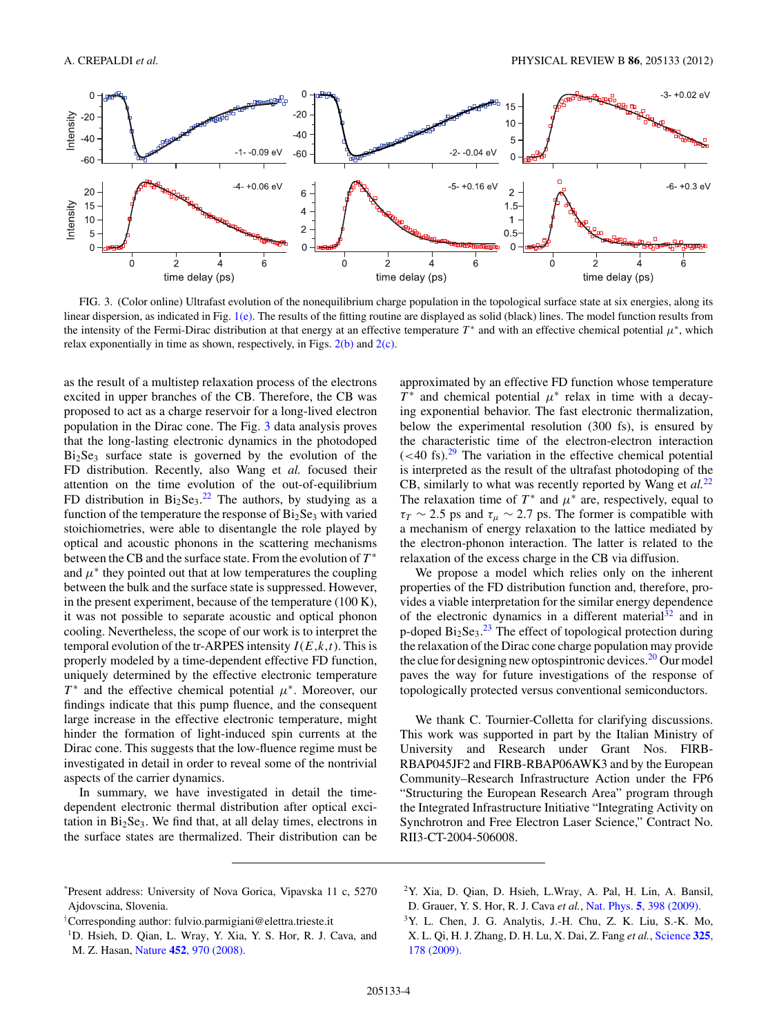FIG. 3. (Color online) Ultrafast evolution of the nonequilibrium charge population in the topological surface state at six energies, along its linear dispersion, as indicated in Fig. 1(e). The results of the fitting routine are displayed as solid (black) lines. The model function results from the intensity of the Fermi-Dirac distribution at that energy at an effective temperature $T^*$ and with an effective chemical potential $\mu^*$, which relax exponentially in time as shown, respectively, in Figs. 2(b) and 2(c).

as the result of a multistep relaxation process of the electrons excited in upper branches of the CB. Therefore, the CB was proposed to act as a charge reservoir for a long-lived electron population in the Dirac cone. The Fig. 3 data analysis proves that the long-lasting electronic dynamics in the photodoped $Bi_2Se_3$ surface state is governed by the evolution of the FD distribution. Recently, also Wang et *al.* focused their attention on the time evolution of the out-of-equilibrium FD distribution in $Bi_2Se_3$.[22] The authors, by studying as a function of the temperature the response of $Bi_2Se_3$ with varied stoichiometries, were able to disentangle the role played by optical and acoustic phonons in the scattering mechanisms between the CB and the surface state. From the evolution of $T^*$ and $\mu^*$ they pointed out that at low temperatures the coupling between the bulk and the surface state is suppressed. However, in the present experiment, because of the temperature (100 K), it was not possible to separate acoustic and optical phonon cooling. Nevertheless, the scope of our work is to interpret the temporal evolution of the tr-ARPES intensity $I(E,k,t)$. This is properly modeled by a time-dependent effective FD function, uniquely determined by the effective electronic temperature $T^*$ and the effective chemical potential $\mu^*$. Moreover, our findings indicate that this pump fluence, and the consequent large increase in the effective electronic temperature, might hinder the formation of light-induced spin currents at the Dirac cone. This suggests that the low-fluence regime must be investigated in detail in order to reveal some of the nontrivial aspects of the carrier dynamics.

In summary, we have investigated in detail the time-dependent electronic thermal distribution after optical excitation in $Bi_2Se_3$. We find that, at all delay times, electrons in the surface states are thermalized. Their distribution can be approximated by an effective FD function whose temperature $T^*$ and chemical potential $\mu^*$ relax in time with a decaying exponential behavior. The fast electronic thermalization, below the experimental resolution (300 fs), is ensured by the characteristic time of the electron-electron interaction (<40 fs).[29] The variation in the effective chemical potential is interpreted as the result of the ultrafast photodoping of the CB, similarly to what was recently reported by Wang et *al.*[22] The relaxation time of $T^*$ and $\mu^*$ are, respectively, equal to $\tau_T \sim 2.5$ ps and $\tau_\mu \sim 2.7$ ps. The former is compatible with a mechanism of energy relaxation to the lattice mediated by the electron-phonon interaction. The latter is related to the relaxation of the excess charge in the CB via diffusion.

We propose a model which relies only on the inherent properties of the FD distribution function and, therefore, provides a viable interpretation for the similar energy dependence of the electronic dynamics in a different material[32] and in p-doped $Bi_2Se_3$.[23] The effect of topological protection during the relaxation of the Dirac cone charge population may provide the clue for designing new optospintronic devices.[20] Our model paves the way for future investigations of the response of topologically protected versus conventional semiconductors.

We thank C. Tournier-Colletta for clarifying discussions. This work was supported in part by the Italian Ministry of University and Research under Grant Nos. FIRB-RBAP045JF2 and FIRB-RBAP06AWK3 and by the European Community–Research Infrastructure Action under the FP6 "Structuring the European Research Area" program through the Integrated Infrastructure Initiative "Integrating Activity on Synchrotron and Free Electron Laser Science," Contract No. RII3-CT-2004-506008.

---

*Present address: University of Nova Gorica, Vipavska 11 c, 5270 Ajdovscina, Slovenia.

†Corresponding author: fulvio.parmigiani@elettra.trieste.it

[1] D. Hsieh, D. Qian, L. Wray, Y. Xia, Y. S. Hor, R. J. Cava, and M. Z. Hasan, Nature **452**, 970 (2008).

[2] Y. Xia, D. Qian, D. Hsieh, L.Wray, A. Pal, H. Lin, A. Bansil, D. Grauer, Y. S. Hor, R. J. Cava *et al.*, Nat. Phys. **5**, 398 (2009).

[3] Y. L. Chen, J. G. Analytis, J.-H. Chu, Z. K. Liu, S.-K. Mo, X. L. Qi, H. J. Zhang, D. H. Lu, X. Dai, Z. Fang *et al.*, Science **325**, 178 (2009).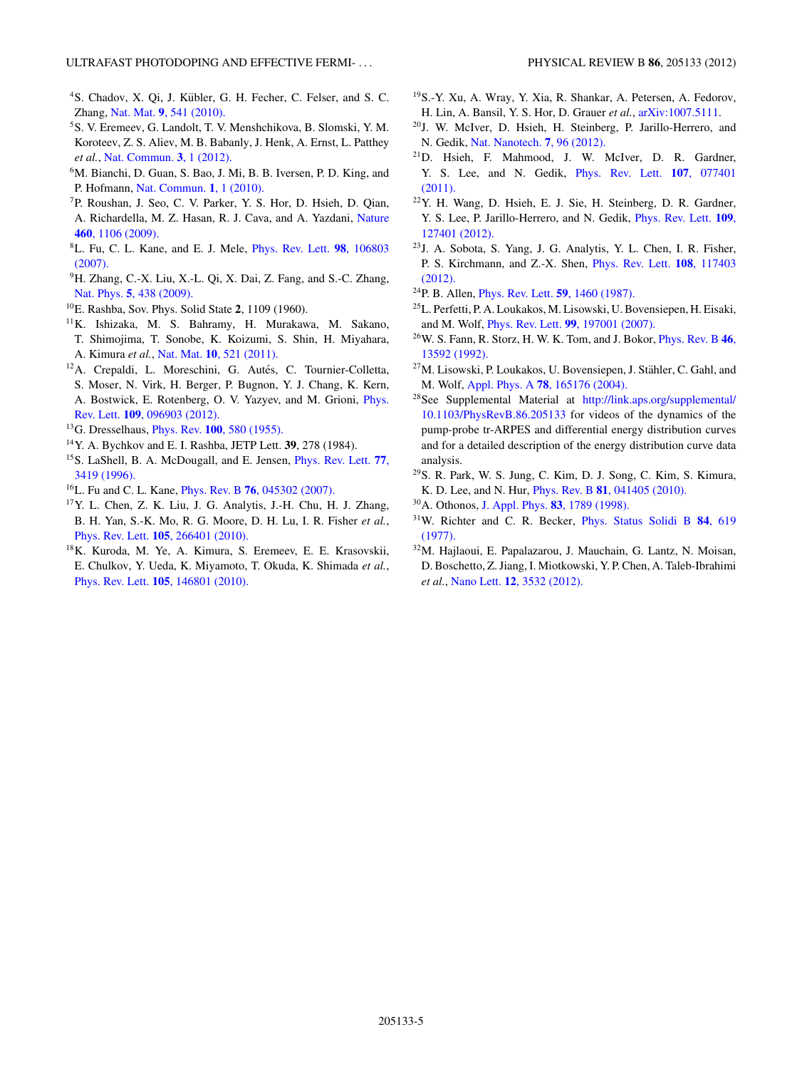[4] S. Chadov, X. Qi, J. Kübler, G. H. Fecher, C. Felser, and S. C. Zhang, Nat. Mat. **9**, 541 (2010).

[5] S. V. Eremeev, G. Landolt, T. V. Menshchikova, B. Slomski, Y. M. Koroteev, Z. S. Aliev, M. B. Babanly, J. Henk, A. Ernst, L. Patthey *et al.*, Nat. Commun. **3**, 1 (2012).

[6] M. Bianchi, D. Guan, S. Bao, J. Mi, B. B. Iversen, P. D. King, and P. Hofmann, Nat. Commun. **1**, 1 (2010).

[7] P. Roushan, J. Seo, C. V. Parker, Y. S. Hor, D. Hsieh, D. Qian, A. Richardella, M. Z. Hasan, R. J. Cava, and A. Yazdani, Nature **460**, 1106 (2009).

[8] L. Fu, C. L. Kane, and E. J. Mele, Phys. Rev. Lett. **98**, 106803 (2007).

[9] H. Zhang, C.-X. Liu, X.-L. Qi, X. Dai, Z. Fang, and S.-C. Zhang, Nat. Phys. **5**, 438 (2009).

[10] E. Rashba, Sov. Phys. Solid State **2**, 1109 (1960).

[11] K. Ishizaka, M. S. Bahramy, H. Murakawa, M. Sakano, T. Shimojima, T. Sonobe, K. Koizumi, S. Shin, H. Miyahara, A. Kimura *et al.*, Nat. Mat. **10**, 521 (2011).

[12] A. Crepaldi, L. Moreschini, G. Autés, C. Tournier-Colletta, S. Moser, N. Virk, H. Berger, P. Bugnon, Y. J. Chang, K. Kern, A. Bostwick, E. Rotenberg, O. V. Yazyev, and M. Grioni, Phys. Rev. Lett. **109**, 096903 (2012).

[13] G. Dresselhaus, Phys. Rev. **100**, 580 (1955).

[14] Y. A. Bychkov and E. I. Rashba, JETP Lett. **39**, 278 (1984).

[15] S. LaShell, B. A. McDougall, and E. Jensen, Phys. Rev. Lett. **77**, 3419 (1996).

[16] L. Fu and C. L. Kane, Phys. Rev. B **76**, 045302 (2007).

[17] Y. L. Chen, Z. K. Liu, J. G. Analytis, J.-H. Chu, H. J. Zhang, B. H. Yan, S.-K. Mo, R. G. Moore, D. H. Lu, I. R. Fisher *et al.*, Phys. Rev. Lett. **105**, 266401 (2010).

[18] K. Kuroda, M. Ye, A. Kimura, S. Eremeev, E. E. Krasovskii, E. Chulkov, Y. Ueda, K. Miyamoto, T. Okuda, K. Shimada *et al.*, Phys. Rev. Lett. **105**, 146801 (2010).

[19] S.-Y. Xu, A. Wray, Y. Xia, R. Shankar, A. Petersen, A. Fedorov, H. Lin, A. Bansil, Y. S. Hor, D. Grauer *et al.*, arXiv:1007.5111.

[20] J. W. McIver, D. Hsieh, H. Steinberg, P. Jarillo-Herrero, and N. Gedik, Nat. Nanotech. **7**, 96 (2012).

[21] D. Hsieh, F. Mahmood, J. W. McIver, D. R. Gardner, Y. S. Lee, and N. Gedik, Phys. Rev. Lett. **107**, 077401 (2011).

[22] Y. H. Wang, D. Hsieh, E. J. Sie, H. Steinberg, D. R. Gardner, Y. S. Lee, P. Jarillo-Herrero, and N. Gedik, Phys. Rev. Lett. **109**, 127401 (2012).

[23] J. A. Sobota, S. Yang, J. G. Analytis, Y. L. Chen, I. R. Fisher, P. S. Kirchmann, and Z.-X. Shen, Phys. Rev. Lett. **108**, 117403 (2012).

[24] P. B. Allen, Phys. Rev. Lett. **59**, 1460 (1987).

[25] L. Perfetti, P. A. Loukakos, M. Lisowski, U. Bovensiepen, H. Eisaki, and M. Wolf, Phys. Rev. Lett. **99**, 197001 (2007).

[26] W. S. Fann, R. Storz, H. W. K. Tom, and J. Bokor, Phys. Rev. B **46**, 13592 (1992).

[27] M. Lisowski, P. Loukakos, U. Bovensiepen, J. Stähler, C. Gahl, and M. Wolf, Appl. Phys. A **78**, 165176 (2004).

[28] See Supplemental Material at http://link.aps.org/supplemental/10.1103/PhysRevB.86.205133 for videos of the dynamics of the pump-probe tr-ARPES and differential energy distribution curves and for a detailed description of the energy distribution curve data analysis.

[29] S. R. Park, W. S. Jung, C. Kim, D. J. Song, C. Kim, S. Kimura, K. D. Lee, and N. Hur, Phys. Rev. B **81**, 041405 (2010).

[30] A. Othonos, J. Appl. Phys. **83**, 1789 (1998).

[31] W. Richter and C. R. Becker, Phys. Status Solidi B **84**, 619 (1977).

[32] M. Hajlaoui, E. Papalazarou, J. Mauchain, G. Lantz, N. Moisan, D. Boschetto, Z. Jiang, I. Miotkowski, Y. P. Chen, A. Taleb-Ibrahimi *et al.*, Nano Lett. **12**, 3532 (2012).